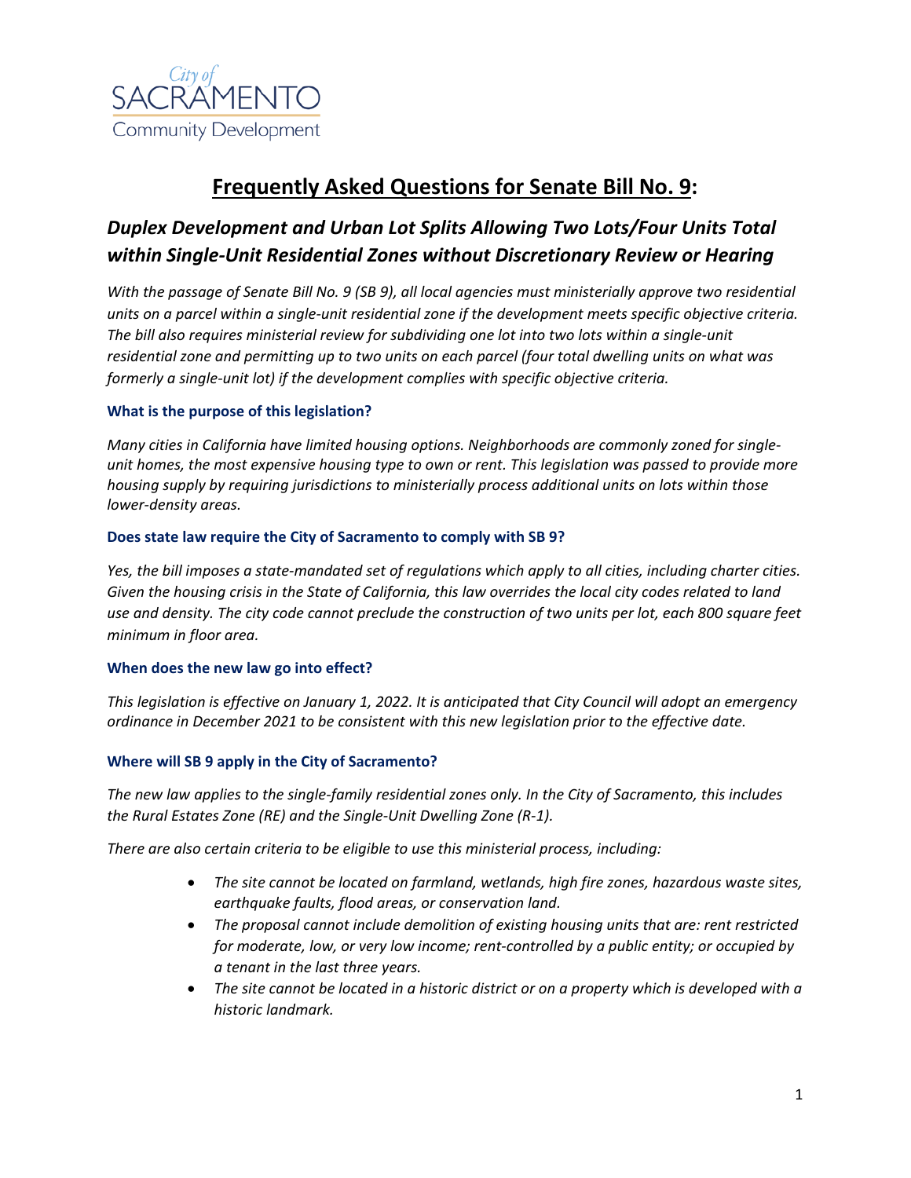City of SACRAMENTO Community Development

# Frequently Asked Questions for Senate Bill No. 9:

## *Duplex Development and Urban Lot Splits Allowing Two Lots/Four Units Total within Single-Unit Residential Zones without Discretionary Review or Hearing*

*With the passage of Senate Bill No. 9 (SB 9), all local agencies must ministerially approve two residential units on a parcel within a single-unit residential zone if the development meets specific objective criteria. The bill also requires ministerial review for subdividing one lot into two lots within a single-unit residential zone and permitting up to two units on each parcel (four total dwelling units on what was formerly a single-unit lot) if the development complies with specific objective criteria.*

### What is the purpose of this legislation?

*Many cities in California have limited housing options. Neighborhoods are commonly zoned for single-unit homes, the most expensive housing type to own or rent. This legislation was passed to provide more housing supply by requiring jurisdictions to ministerially process additional units on lots within those lower-density areas.*

### Does state law require the City of Sacramento to comply with SB 9?

*Yes, the bill imposes a state-mandated set of regulations which apply to all cities, including charter cities. Given the housing crisis in the State of California, this law overrides the local city codes related to land use and density. The city code cannot preclude the construction of two units per lot, each 800 square feet minimum in floor area.*

### When does the new law go into effect?

*This legislation is effective on January 1, 2022. It is anticipated that City Council will adopt an emergency ordinance in December 2021 to be consistent with this new legislation prior to the effective date.*

### Where will SB 9 apply in the City of Sacramento?

*The new law applies to the single-family residential zones only. In the City of Sacramento, this includes the Rural Estates Zone (RE) and the Single-Unit Dwelling Zone (R-1).*

*There are also certain criteria to be eligible to use this ministerial process, including:*

- *The site cannot be located on farmland, wetlands, high fire zones, hazardous waste sites, earthquake faults, flood areas, or conservation land.*
- *The proposal cannot include demolition of existing housing units that are: rent restricted for moderate, low, or very low income; rent-controlled by a public entity; or occupied by a tenant in the last three years.*
- *The site cannot be located in a historic district or on a property which is developed with a historic landmark.*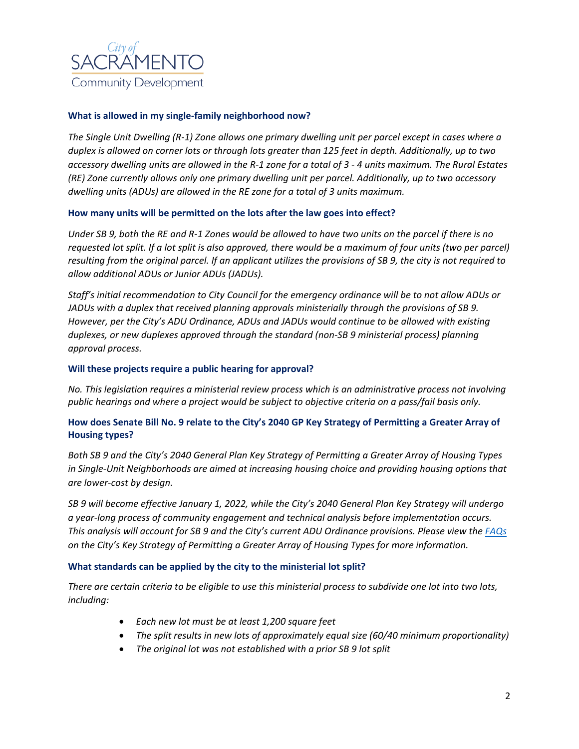City of
SACRAMENTO
Community Development

### What is allowed in my single-family neighborhood now?

*The Single Unit Dwelling (R-1) Zone allows one primary dwelling unit per parcel except in cases where a duplex is allowed on corner lots or through lots greater than 125 feet in depth. Additionally, up to two accessory dwelling units are allowed in the R-1 zone for a total of 3 - 4 units maximum. The Rural Estates (RE) Zone currently allows only one primary dwelling unit per parcel. Additionally, up to two accessory dwelling units (ADUs) are allowed in the RE zone for a total of 3 units maximum.*

### How many units will be permitted on the lots after the law goes into effect?

*Under SB 9, both the RE and R-1 Zones would be allowed to have two units on the parcel if there is no requested lot split. If a lot split is also approved, there would be a maximum of four units (two per parcel) resulting from the original parcel. If an applicant utilizes the provisions of SB 9, the city is not required to allow additional ADUs or Junior ADUs (JADUs).*

*Staff's initial recommendation to City Council for the emergency ordinance will be to not allow ADUs or JADUs with a duplex that received planning approvals ministerially through the provisions of SB 9. However, per the City's ADU Ordinance, ADUs and JADUs would continue to be allowed with existing duplexes, or new duplexes approved through the standard (non-SB 9 ministerial process) planning approval process.*

### Will these projects require a public hearing for approval?

*No. This legislation requires a ministerial review process which is an administrative process not involving public hearings and where a project would be subject to objective criteria on a pass/fail basis only.*

### How does Senate Bill No. 9 relate to the City's 2040 GP Key Strategy of Permitting a Greater Array of Housing types?

*Both SB 9 and the City's 2040 General Plan Key Strategy of Permitting a Greater Array of Housing Types in Single-Unit Neighborhoods are aimed at increasing housing choice and providing housing options that are lower-cost by design.*

*SB 9 will become effective January 1, 2022, while the City's 2040 General Plan Key Strategy will undergo a year-long process of community engagement and technical analysis before implementation occurs. This analysis will account for SB 9 and the City's current ADU Ordinance provisions. Please view the FAQs on the City's Key Strategy of Permitting a Greater Array of Housing Types for more information.*

### What standards can be applied by the city to the ministerial lot split?

*There are certain criteria to be eligible to use this ministerial process to subdivide one lot into two lots, including:*

- *Each new lot must be at least 1,200 square feet*
- *The split results in new lots of approximately equal size (60/40 minimum proportionality)*
- *The original lot was not established with a prior SB 9 lot split*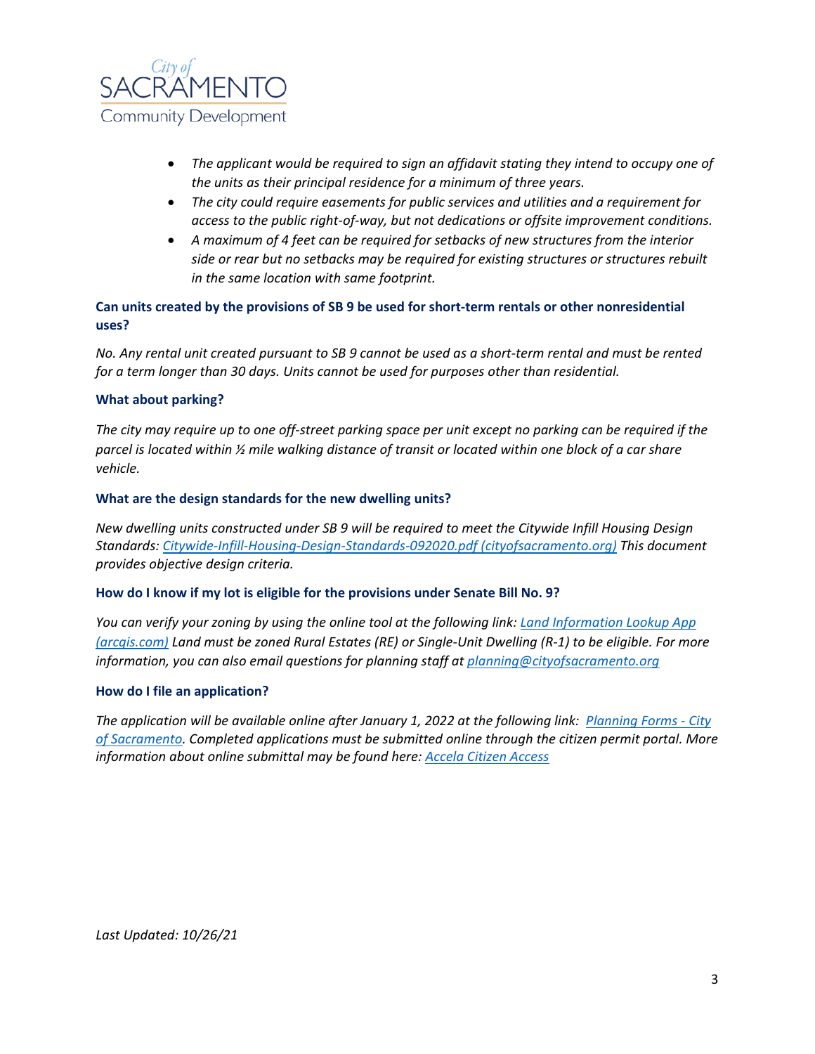- *The applicant would be required to sign an affidavit stating they intend to occupy one of the units as their principal residence for a minimum of three years.*
- *The city could require easements for public services and utilities and a requirement for access to the public right-of-way, but not dedications or offsite improvement conditions.*
- *A maximum of 4 feet can be required for setbacks of new structures from the interior side or rear but no setbacks may be required for existing structures or structures rebuilt in the same location with same footprint.*

### Can units created by the provisions of SB 9 be used for short-term rentals or other nonresidential uses?

*No. Any rental unit created pursuant to SB 9 cannot be used as a short-term rental and must be rented for a term longer than 30 days. Units cannot be used for purposes other than residential.*

### What about parking?

*The city may require up to one off-street parking space per unit except no parking can be required if the parcel is located within ½ mile walking distance of transit or located within one block of a car share vehicle.*

### What are the design standards for the new dwelling units?

*New dwelling units constructed under SB 9 will be required to meet the Citywide Infill Housing Design Standards: [Citywide-Infill-Housing-Design-Standards-092020.pdf (cityofsacramento.org)] This document provides objective design criteria.*

### How do I know if my lot is eligible for the provisions under Senate Bill No. 9?

*You can verify your zoning by using the online tool at the following link: [Land Information Lookup App (arcgis.com)] Land must be zoned Rural Estates (RE) or Single-Unit Dwelling (R-1) to be eligible. For more information, you can also email questions for planning staff at planning@cityofsacramento.org*

### How do I file an application?

*The application will be available online after January 1, 2022 at the following link: [Planning Forms - City of Sacramento]. Completed applications must be submitted online through the citizen permit portal. More information about online submittal may be found here: [Accela Citizen Access]*

*Last Updated: 10/26/21*